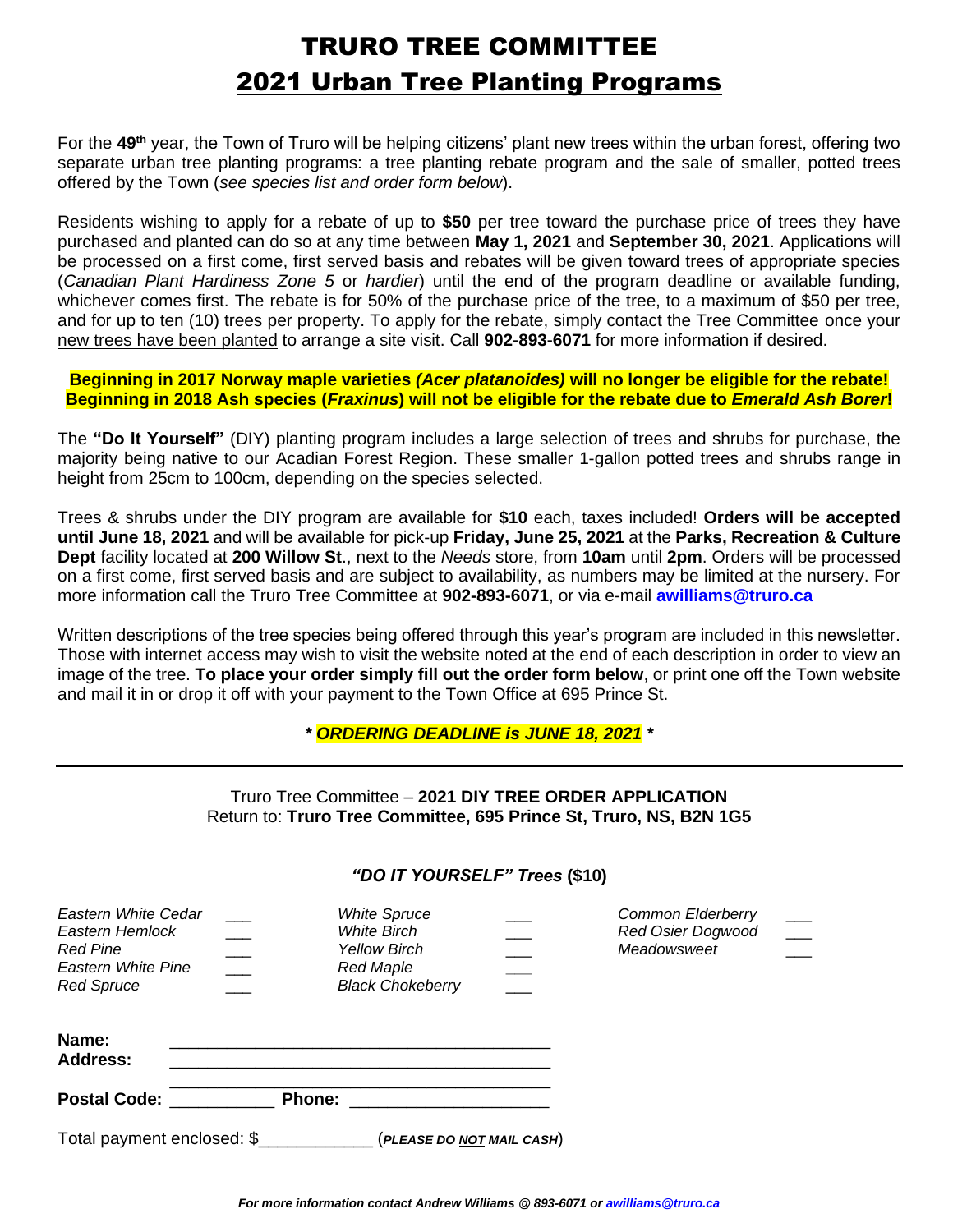# TRURO TREE COMMITTEE

## 2021 Urban Tree Planting Programs

For the **49th** year, the Town of Truro will be helping citizens' plant new trees within the urban forest, offering two separate urban tree planting programs: a tree planting rebate program and the sale of smaller, potted trees offered by the Town (*see species list and order form below*).

Residents wishing to apply for a rebate of up to **$50** per tree toward the purchase price of trees they have purchased and planted can do so at any time between **May 1, 2021** and **September 30, 2021**. Applications will be processed on a first come, first served basis and rebates will be given toward trees of appropriate species (*Canadian Plant Hardiness Zone 5* or *hardier*) until the end of the program deadline or available funding, whichever comes first. The rebate is for 50% of the purchase price of the tree, to a maximum of $50 per tree, and for up to ten (10) trees per property. To apply for the rebate, simply contact the Tree Committee once your new trees have been planted to arrange a site visit. Call **902-893-6071** for more information if desired.

**Beginning in 2017 Norway maple varieties *(Acer platanoides)* will no longer be eligible for the rebate!**
**Beginning in 2018 Ash species (*Fraxinus*) will not be eligible for the rebate due to *Emerald Ash Borer*!**

The **"Do It Yourself"** (DIY) planting program includes a large selection of trees and shrubs for purchase, the majority being native to our Acadian Forest Region. These smaller 1-gallon potted trees and shrubs range in height from 25cm to 100cm, depending on the species selected.

Trees & shrubs under the DIY program are available for **$10** each, taxes included! **Orders will be accepted until June 18, 2021** and will be available for pick-up **Friday, June 25, 2021** at the **Parks, Recreation & Culture Dept** facility located at **200 Willow St**., next to the *Needs* store, from **10am** until **2pm**. Orders will be processed on a first come, first served basis and are subject to availability, as numbers may be limited at the nursery. For more information call the Truro Tree Committee at **902-893-6071**, or via e-mail **awilliams@truro.ca**

Written descriptions of the tree species being offered through this year's program are included in this newsletter. Those with internet access may wish to visit the website noted at the end of each description in order to view an image of the tree. **To place your order simply fill out the order form below**, or print one off the Town website and mail it in or drop it off with your payment to the Town Office at 695 Prince St.

***\* ORDERING DEADLINE is JUNE 18, 2021 \****

---

Truro Tree Committee – **2021 DIY TREE ORDER APPLICATION**
Return to: **Truro Tree Committee, 695 Prince St, Truro, NS, B2N 1G5**

***"DO IT YOURSELF" Trees* ($10)**

| | | | | | |
|---|---|---|---|---|---|
| *Eastern White Cedar* | ___ | *White Spruce* | ___ | *Common Elderberry* | ___ |
| *Eastern Hemlock* | ___ | *White Birch* | ___ | *Red Osier Dogwood* | ___ |
| *Red Pine* | ___ | *Yellow Birch* | ___ | *Meadowsweet* | ___ |
| *Eastern White Pine* | ___ | *Red Maple* | ___ | | |
| *Red Spruce* | ___ | *Black Chokeberry* | ___ | | |

**Name:** ________________________________________
**Address:** ________________________________________
________________________________________
**Postal Code:** ___________ **Phone:** ____________________

Total payment enclosed: $____________ (***PLEASE DO NOT MAIL CASH***)

***For more information contact Andrew Williams @ 893-6071 or awilliams@truro.ca***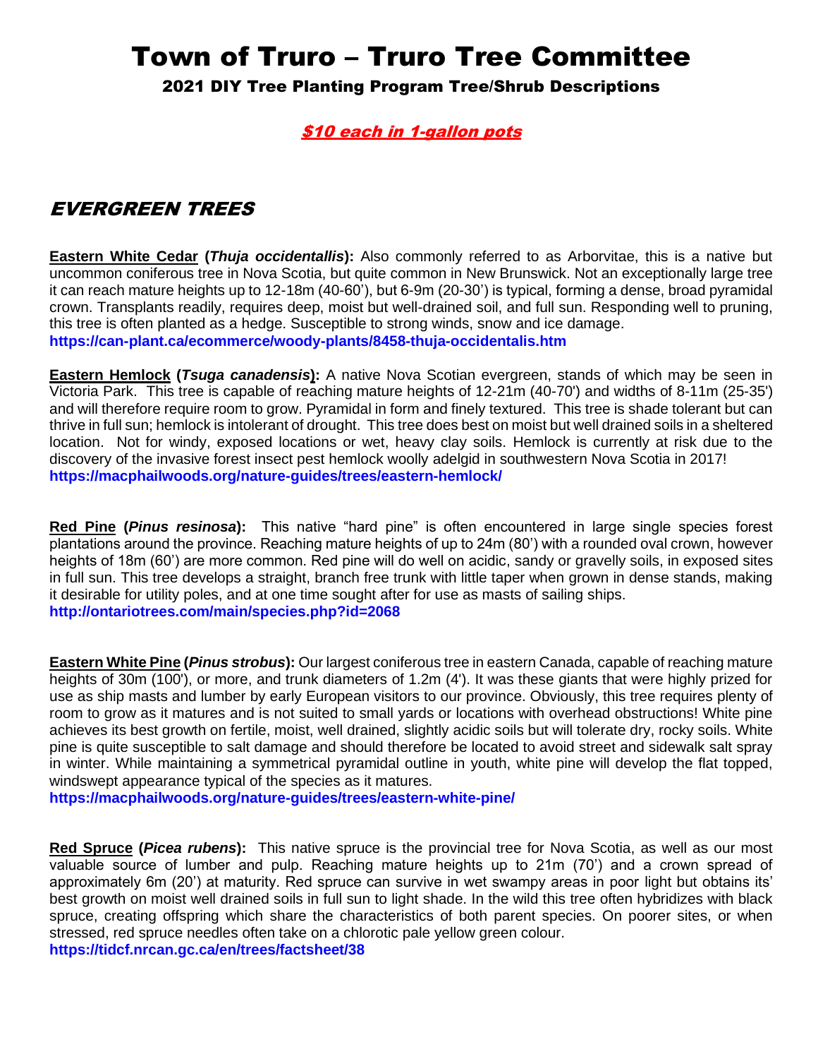# Town of Truro – Truro Tree Committee

## 2021 DIY Tree Planting Program Tree/Shrub Descriptions

***$10 each in 1-gallon pots***

## *EVERGREEN TREES*

**Eastern White Cedar (*Thuja occidentallis*):** Also commonly referred to as Arborvitae, this is a native but uncommon coniferous tree in Nova Scotia, but quite common in New Brunswick. Not an exceptionally large tree it can reach mature heights up to 12-18m (40-60'), but 6-9m (20-30') is typical, forming a dense, broad pyramidal crown. Transplants readily, requires deep, moist but well-drained soil, and full sun. Responding well to pruning, this tree is often planted as a hedge. Susceptible to strong winds, snow and ice damage.
**https://can-plant.ca/ecommerce/woody-plants/8458-thuja-occidentalis.htm**

**Eastern Hemlock (*Tsuga canadensis*):** A native Nova Scotian evergreen, stands of which may be seen in Victoria Park. This tree is capable of reaching mature heights of 12-21m (40-70') and widths of 8-11m (25-35') and will therefore require room to grow. Pyramidal in form and finely textured. This tree is shade tolerant but can thrive in full sun; hemlock is intolerant of drought. This tree does best on moist but well drained soils in a sheltered location. Not for windy, exposed locations or wet, heavy clay soils. Hemlock is currently at risk due to the discovery of the invasive forest insect pest hemlock woolly adelgid in southwestern Nova Scotia in 2017!
**https://macphailwoods.org/nature-guides/trees/eastern-hemlock/**

**Red Pine (*Pinus resinosa*):** This native "hard pine" is often encountered in large single species forest plantations around the province. Reaching mature heights of up to 24m (80') with a rounded oval crown, however heights of 18m (60') are more common. Red pine will do well on acidic, sandy or gravelly soils, in exposed sites in full sun. This tree develops a straight, branch free trunk with little taper when grown in dense stands, making it desirable for utility poles, and at one time sought after for use as masts of sailing ships.
**http://ontariotrees.com/main/species.php?id=2068**

**Eastern White Pine (*Pinus strobus*):** Our largest coniferous tree in eastern Canada, capable of reaching mature heights of 30m (100'), or more, and trunk diameters of 1.2m (4'). It was these giants that were highly prized for use as ship masts and lumber by early European visitors to our province. Obviously, this tree requires plenty of room to grow as it matures and is not suited to small yards or locations with overhead obstructions! White pine achieves its best growth on fertile, moist, well drained, slightly acidic soils but will tolerate dry, rocky soils. White pine is quite susceptible to salt damage and should therefore be located to avoid street and sidewalk salt spray in winter. While maintaining a symmetrical pyramidal outline in youth, white pine will develop the flat topped, windswept appearance typical of the species as it matures.
**https://macphailwoods.org/nature-guides/trees/eastern-white-pine/**

**Red Spruce (*Picea rubens*):** This native spruce is the provincial tree for Nova Scotia, as well as our most valuable source of lumber and pulp. Reaching mature heights up to 21m (70') and a crown spread of approximately 6m (20') at maturity. Red spruce can survive in wet swampy areas in poor light but obtains its' best growth on moist well drained soils in full sun to light shade. In the wild this tree often hybridizes with black spruce, creating offspring which share the characteristics of both parent species. On poorer sites, or when stressed, red spruce needles often take on a chlorotic pale yellow green colour.
**https://tidcf.nrcan.gc.ca/en/trees/factsheet/38**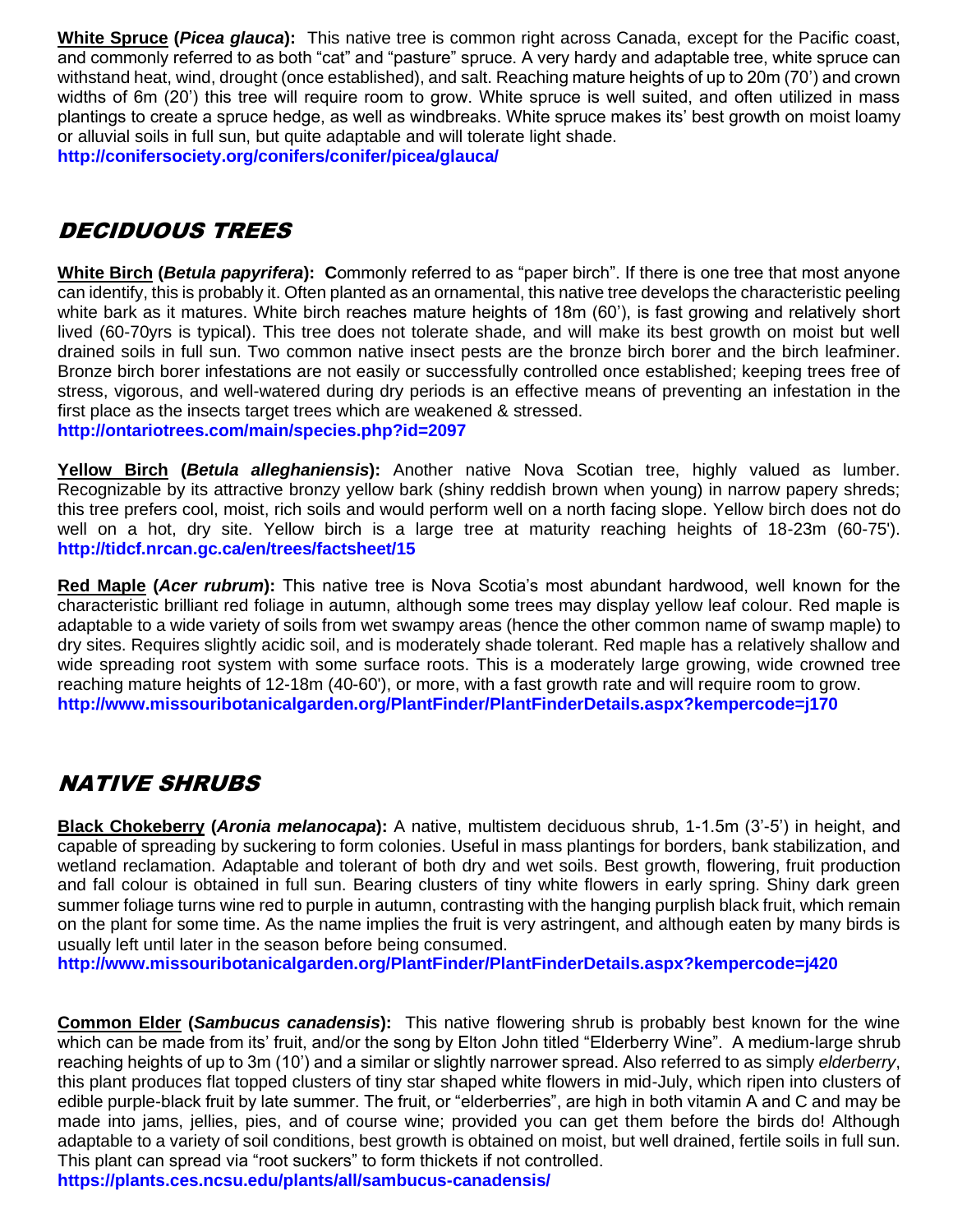**White Spruce (*Picea glauca*):** This native tree is common right across Canada, except for the Pacific coast, and commonly referred to as both "cat" and "pasture" spruce. A very hardy and adaptable tree, white spruce can withstand heat, wind, drought (once established), and salt. Reaching mature heights of up to 20m (70') and crown widths of 6m (20') this tree will require room to grow. White spruce is well suited, and often utilized in mass plantings to create a spruce hedge, as well as windbreaks. White spruce makes its' best growth on moist loamy or alluvial soils in full sun, but quite adaptable and will tolerate light shade.
**http://conifersociety.org/conifers/conifer/picea/glauca/**

## DECIDUOUS TREES

**White Birch (*Betula papyrifera*):** **C**ommonly referred to as "paper birch". If there is one tree that most anyone can identify, this is probably it. Often planted as an ornamental, this native tree develops the characteristic peeling white bark as it matures. White birch reaches mature heights of 18m (60'), is fast growing and relatively short lived (60-70yrs is typical). This tree does not tolerate shade, and will make its best growth on moist but well drained soils in full sun. Two common native insect pests are the bronze birch borer and the birch leafminer. Bronze birch borer infestations are not easily or successfully controlled once established; keeping trees free of stress, vigorous, and well-watered during dry periods is an effective means of preventing an infestation in the first place as the insects target trees which are weakened & stressed.
**http://ontariotrees.com/main/species.php?id=2097**

**Yellow Birch (*Betula alleghaniensis*):** Another native Nova Scotian tree, highly valued as lumber. Recognizable by its attractive bronzy yellow bark (shiny reddish brown when young) in narrow papery shreds; this tree prefers cool, moist, rich soils and would perform well on a north facing slope. Yellow birch does not do well on a hot, dry site. Yellow birch is a large tree at maturity reaching heights of 18-23m (60-75').
**http://tidcf.nrcan.gc.ca/en/trees/factsheet/15**

**Red Maple (*Acer rubrum*):** This native tree is Nova Scotia's most abundant hardwood, well known for the characteristic brilliant red foliage in autumn, although some trees may display yellow leaf colour. Red maple is adaptable to a wide variety of soils from wet swampy areas (hence the other common name of swamp maple) to dry sites. Requires slightly acidic soil, and is moderately shade tolerant. Red maple has a relatively shallow and wide spreading root system with some surface roots. This is a moderately large growing, wide crowned tree reaching mature heights of 12-18m (40-60'), or more, with a fast growth rate and will require room to grow.
**http://www.missouribotanicalgarden.org/PlantFinder/PlantFinderDetails.aspx?kempercode=j170**

## NATIVE SHRUBS

**Black Chokeberry (*Aronia melanocapa*):** A native, multistem deciduous shrub, 1-1.5m (3'-5') in height, and capable of spreading by suckering to form colonies. Useful in mass plantings for borders, bank stabilization, and wetland reclamation. Adaptable and tolerant of both dry and wet soils. Best growth, flowering, fruit production and fall colour is obtained in full sun. Bearing clusters of tiny white flowers in early spring. Shiny dark green summer foliage turns wine red to purple in autumn, contrasting with the hanging purplish black fruit, which remain on the plant for some time. As the name implies the fruit is very astringent, and although eaten by many birds is usually left until later in the season before being consumed.
**http://www.missouribotanicalgarden.org/PlantFinder/PlantFinderDetails.aspx?kempercode=j420**

**Common Elder (*Sambucus canadensis*):** This native flowering shrub is probably best known for the wine which can be made from its' fruit, and/or the song by Elton John titled "Elderberry Wine". A medium-large shrub reaching heights of up to 3m (10') and a similar or slightly narrower spread. Also referred to as simply *elderberry*, this plant produces flat topped clusters of tiny star shaped white flowers in mid-July, which ripen into clusters of edible purple-black fruit by late summer. The fruit, or "elderberries", are high in both vitamin A and C and may be made into jams, jellies, pies, and of course wine; provided you can get them before the birds do! Although adaptable to a variety of soil conditions, best growth is obtained on moist, but well drained, fertile soils in full sun. This plant can spread via "root suckers" to form thickets if not controlled.
**https://plants.ces.ncsu.edu/plants/all/sambucus-canadensis/**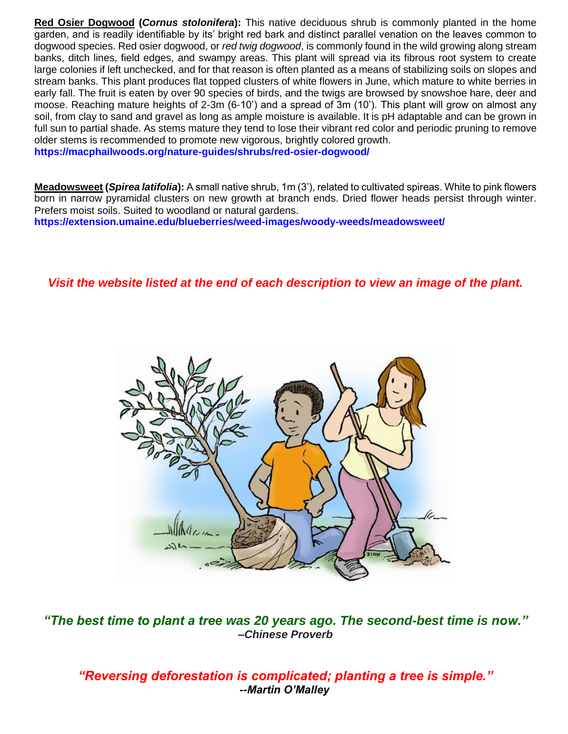**Red Osier Dogwood (*Cornus stolonifera*):** This native deciduous shrub is commonly planted in the home garden, and is readily identifiable by its' bright red bark and distinct parallel venation on the leaves common to dogwood species. Red osier dogwood, or *red twig dogwood*, is commonly found in the wild growing along stream banks, ditch lines, field edges, and swampy areas. This plant will spread via its fibrous root system to create large colonies if left unchecked, and for that reason is often planted as a means of stabilizing soils on slopes and stream banks. This plant produces flat topped clusters of white flowers in June, which mature to white berries in early fall. The fruit is eaten by over 90 species of birds, and the twigs are browsed by snowshoe hare, deer and moose. Reaching mature heights of 2-3m (6-10') and a spread of 3m (10'). This plant will grow on almost any soil, from clay to sand and gravel as long as ample moisture is available. It is pH adaptable and can be grown in full sun to partial shade. As stems mature they tend to lose their vibrant red color and periodic pruning to remove older stems is recommended to promote new vigorous, brightly colored growth.
**https://macphailwoods.org/nature-guides/shrubs/red-osier-dogwood/**

**Meadowsweet (*Spirea latifolia*):** A small native shrub, 1m (3'), related to cultivated spireas. White to pink flowers born in narrow pyramidal clusters on new growth at branch ends. Dried flower heads persist through winter. Prefers moist soils. Suited to woodland or natural gardens.
**https://extension.umaine.edu/blueberries/weed-images/woody-weeds/meadowsweet/**

***Visit the website listed at the end of each description to view an image of the plant.***

***"The best time to plant a tree was 20 years ago. The second-best time is now."***
***–Chinese Proverb***

***"Reversing deforestation is complicated; planting a tree is simple."***
***--Martin O'Malley***